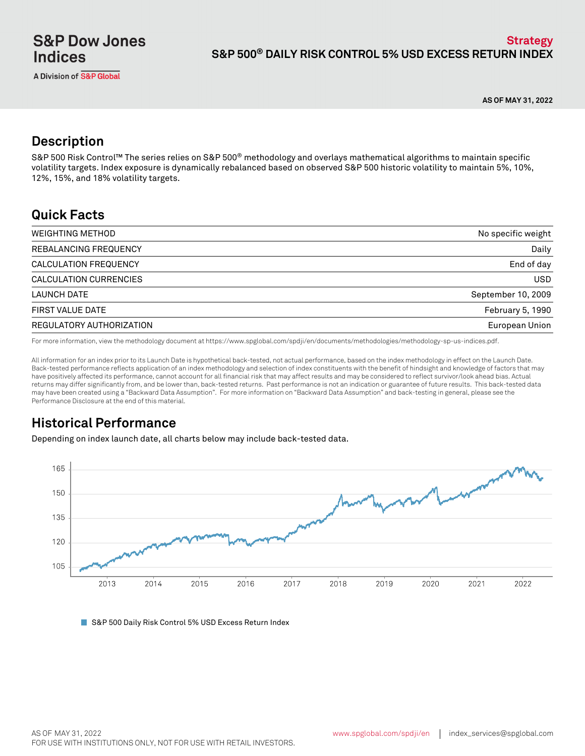S&P Dow Jones Indices

A Division of S&P Global

**Strategy**

# S&P 500® DAILY RISK CONTROL 5% USD EXCESS RETURN INDEX

**AS OF MAY 31, 2022**

## Description

S&P 500 Risk Control™ The series relies on S&P 500® methodology and overlays mathematical algorithms to maintain specific volatility targets. Index exposure is dynamically rebalanced based on observed S&P 500 historic volatility to maintain 5%, 10%, 12%, 15%, and 18% volatility targets.

## Quick Facts

| | |
|---|---|
| WEIGHTING METHOD | No specific weight |
| REBALANCING FREQUENCY | Daily |
| CALCULATION FREQUENCY | End of day |
| CALCULATION CURRENCIES | USD |
| LAUNCH DATE | September 10, 2009 |
| FIRST VALUE DATE | February 5, 1990 |
| REGULATORY AUTHORIZATION | European Union |

For more information, view the methodology document at https://www.spglobal.com/spdji/en/documents/methodologies/methodology-sp-us-indices.pdf.

All information for an index prior to its Launch Date is hypothetical back-tested, not actual performance, based on the index methodology in effect on the Launch Date. Back-tested performance reflects application of an index methodology and selection of index constituents with the benefit of hindsight and knowledge of factors that may have positively affected its performance, cannot account for all financial risk that may affect results and may be considered to reflect survivor/look ahead bias. Actual returns may differ significantly from, and be lower than, back-tested returns. Past performance is not an indication or guarantee of future results. This back-tested data may have been created using a "Backward Data Assumption". For more information on "Backward Data Assumption" and back-testing in general, please see the Performance Disclosure at the end of this material.

## Historical Performance

Depending on index launch date, all charts below may include back-tested data.

S&P 500 Daily Risk Control 5% USD Excess Return Index

AS OF MAY 31, 2022
FOR USE WITH INSTITUTIONS ONLY, NOT FOR USE WITH RETAIL INVESTORS.

www.spglobal.com/spdji/en | index_services@spglobal.com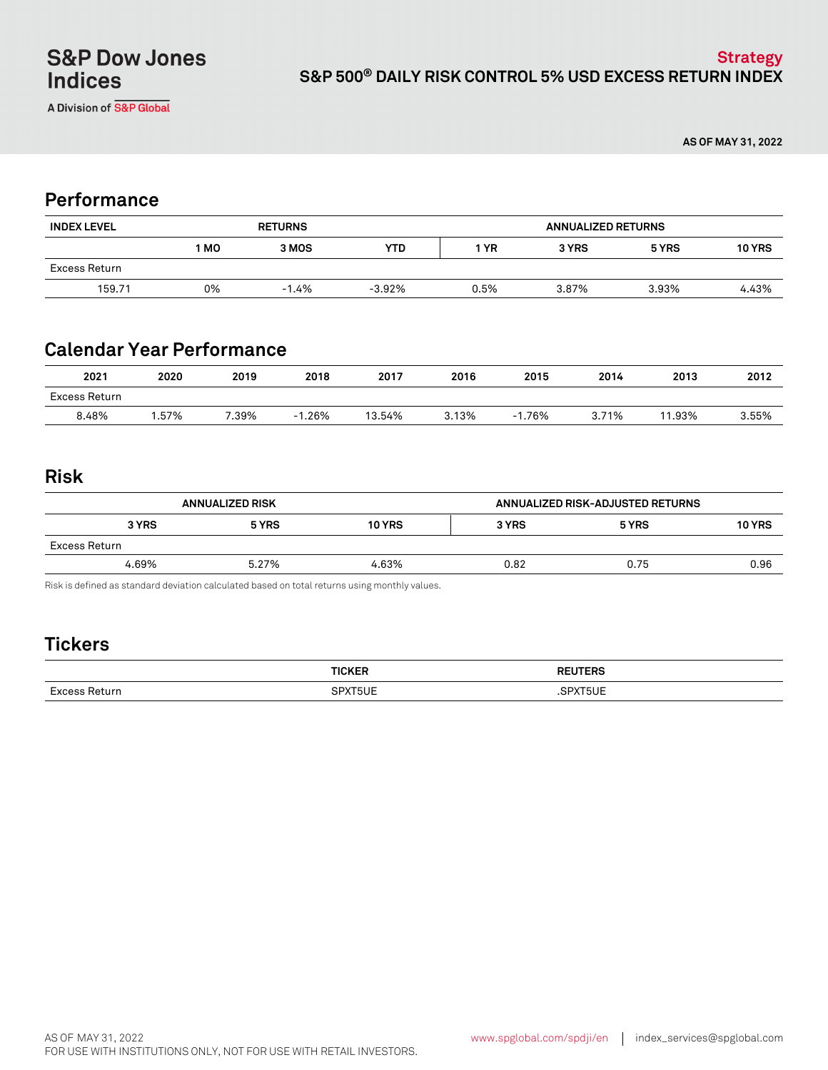S&P Dow Jones Indices

A Division of S&P Global

**Strategy**

# S&P 500® DAILY RISK CONTROL 5% USD EXCESS RETURN INDEX

**AS OF MAY 31, 2022**

## Performance

| INDEX LEVEL | RETURNS | | | ANNUALIZED RETURNS | | | |
|---|---|---|---|---|---|---|---|
| | 1 MO | 3 MOS | YTD | 1 YR | 3 YRS | 5 YRS | 10 YRS |
| Excess Return | | | | | | | |
| 159.71 | 0% | -1.4% | -3.92% | 0.5% | 3.87% | 3.93% | 4.43% |

## Calendar Year Performance

| 2021 | 2020 | 2019 | 2018 | 2017 | 2016 | 2015 | 2014 | 2013 | 2012 |
|---|---|---|---|---|---|---|---|---|---|
| Excess Return | | | | | | | | | |
| 8.48% | 1.57% | 7.39% | -1.26% | 13.54% | 3.13% | -1.76% | 3.71% | 11.93% | 3.55% |

## Risk

| ANNUALIZED RISK | | | ANNUALIZED RISK-ADJUSTED RETURNS | | |
|---|---|---|---|---|---|
| 3 YRS | 5 YRS | 10 YRS | 3 YRS | 5 YRS | 10 YRS |
| Excess Return | | | | | |
| 4.69% | 5.27% | 4.63% | 0.82 | 0.75 | 0.96 |

Risk is defined as standard deviation calculated based on total returns using monthly values.

## Tickers

| | TICKER | REUTERS |
|---|---|---|
| Excess Return | SPXT5UE | .SPXT5UE |

AS OF MAY 31, 2022

FOR USE WITH INSTITUTIONS ONLY, NOT FOR USE WITH RETAIL INVESTORS.

www.spglobal.com/spdji/en | index_services@spglobal.com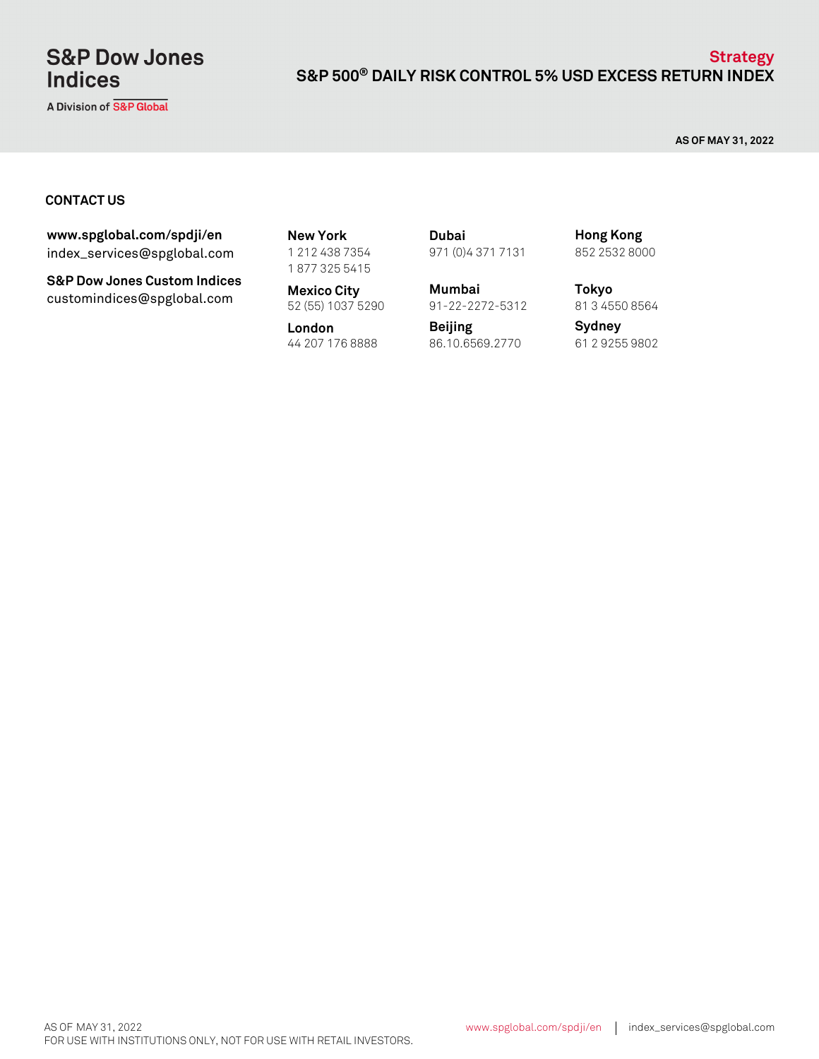## CONTACT US

**www.spglobal.com/spdji/en**
index_services@spglobal.com

**S&P Dow Jones Custom Indices**
customindices@spglobal.com

**New York**
1 212 438 7354
1 877 325 5415

**Mexico City**
52 (55) 1037 5290

**London**
44 207 176 8888

**Dubai**
971 (0)4 371 7131

**Mumbai**
91-22-2272-5312

**Beijing**
86.10.6569.2770

**Hong Kong**
852 2532 8000

**Tokyo**
81 3 4550 8564

**Sydney**
61 2 9255 9802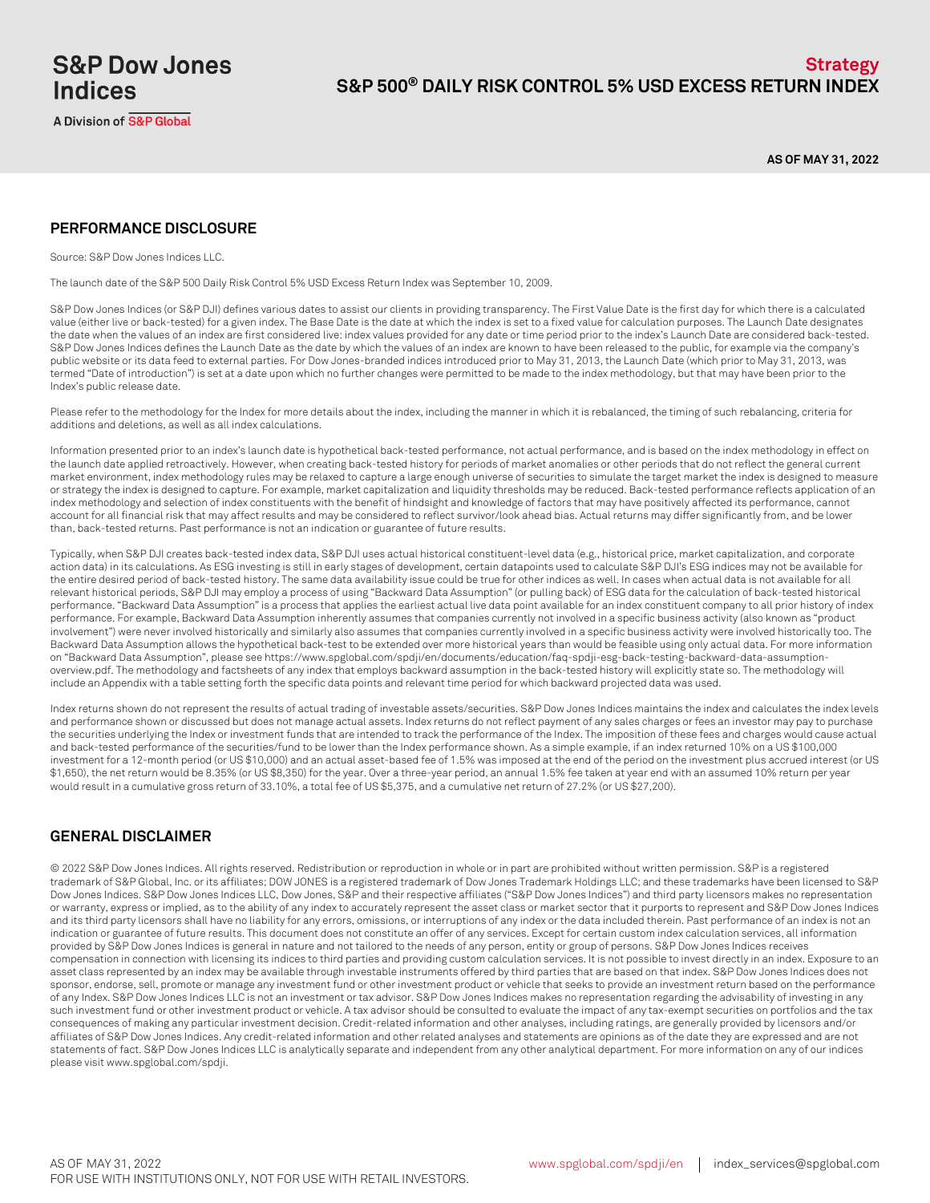## PERFORMANCE DISCLOSURE

Source: S&P Dow Jones Indices LLC.

The launch date of the S&P 500 Daily Risk Control 5% USD Excess Return Index was September 10, 2009.

S&P Dow Jones Indices (or S&P DJI) defines various dates to assist our clients in providing transparency. The First Value Date is the first day for which there is a calculated value (either live or back-tested) for a given index. The Base Date is the date at which the index is set to a fixed value for calculation purposes. The Launch Date designates the date when the values of an index are first considered live: index values provided for any date or time period prior to the index's Launch Date are considered back-tested. S&P Dow Jones Indices defines the Launch Date as the date by which the values of an index are known to have been released to the public, for example via the company's public website or its data feed to external parties. For Dow Jones-branded indices introduced prior to May 31, 2013, the Launch Date (which prior to May 31, 2013, was termed "Date of introduction") is set at a date upon which no further changes were permitted to be made to the index methodology, but that may have been prior to the Index's public release date.

Please refer to the methodology for the Index for more details about the index, including the manner in which it is rebalanced, the timing of such rebalancing, criteria for additions and deletions, as well as all index calculations.

Information presented prior to an index's launch date is hypothetical back-tested performance, not actual performance, and is based on the index methodology in effect on the launch date applied retroactively. However, when creating back-tested history for periods of market anomalies or other periods that do not reflect the general current market environment, index methodology rules may be relaxed to capture a large enough universe of securities to simulate the target market the index is designed to measure or strategy the index is designed to capture. For example, market capitalization and liquidity thresholds may be reduced. Back-tested performance reflects application of an index methodology and selection of index constituents with the benefit of hindsight and knowledge of factors that may have positively affected its performance, cannot account for all financial risk that may affect results and may be considered to reflect survivor/look ahead bias. Actual returns may differ significantly from, and be lower than, back-tested returns. Past performance is not an indication or guarantee of future results.

Typically, when S&P DJI creates back-tested index data, S&P DJI uses actual historical constituent-level data (e.g., historical price, market capitalization, and corporate action data) in its calculations. As ESG investing is still in early stages of development, certain datapoints used to calculate S&P DJI's ESG indices may not be available for the entire desired period of back-tested history. The same data availability issue could be true for other indices as well. In cases when actual data is not available for all relevant historical periods, S&P DJI may employ a process of using "Backward Data Assumption" (or pulling back) of ESG data for the calculation of back-tested historical performance. "Backward Data Assumption" is a process that applies the earliest actual live data point available for an index constituent company to all prior history of index performance. For example, Backward Data Assumption inherently assumes that companies currently not involved in a specific business activity (also known as "product involvement") were never involved historically and similarly also assumes that companies currently involved in a specific business activity were involved historically too. The Backward Data Assumption allows the hypothetical back-test to be extended over more historical years than would be feasible using only actual data. For more information on "Backward Data Assumption", please see https://www.spglobal.com/spdji/en/documents/education/faq-spdji-esg-back-testing-backward-data-assumption-overview.pdf. The methodology and factsheets of any index that employs backward assumption in the back-tested history will explicitly state so. The methodology will include an Appendix with a table setting forth the specific data points and relevant time period for which backward projected data was used.

Index returns shown do not represent the results of actual trading of investable assets/securities. S&P Dow Jones Indices maintains the index and calculates the index levels and performance shown or discussed but does not manage actual assets. Index returns do not reflect payment of any sales charges or fees an investor may pay to purchase the securities underlying the Index or investment funds that are intended to track the performance of the Index. The imposition of these fees and charges would cause actual and back-tested performance of the securities/fund to be lower than the Index performance shown. As a simple example, if an index returned 10% on a US $100,000 investment for a 12-month period (or US $10,000) and an actual asset-based fee of 1.5% was imposed at the end of the period on the investment plus accrued interest (or US $1,650), the net return would be 8.35% (or US $8,350) for the year. Over a three-year period, an annual 1.5% fee taken at year end with an assumed 10% return per year would result in a cumulative gross return of 33.10%, a total fee of US $5,375, and a cumulative net return of 27.2% (or US $27,200).

## GENERAL DISCLAIMER

© 2022 S&P Dow Jones Indices. All rights reserved. Redistribution or reproduction in whole or in part are prohibited without written permission. S&P is a registered trademark of S&P Global, Inc. or its affiliates; DOW JONES is a registered trademark of Dow Jones Trademark Holdings LLC; and these trademarks have been licensed to S&P Dow Jones Indices. S&P Dow Jones Indices LLC, Dow Jones, S&P and their respective affiliates ("S&P Dow Jones Indices") and third party licensors makes no representation or warranty, express or implied, as to the ability of any index to accurately represent the asset class or market sector that it purports to represent and S&P Dow Jones Indices and its third party licensors shall have no liability for any errors, omissions, or interruptions of any index or the data included therein. Past performance of an index is not an indication or guarantee of future results. This document does not constitute an offer of any services. Except for certain custom index calculation services, all information provided by S&P Dow Jones Indices is general in nature and not tailored to the needs of any person, entity or group of persons. S&P Dow Jones Indices receives compensation in connection with licensing its indices to third parties and providing custom calculation services. It is not possible to invest directly in an index. Exposure to an asset class represented by an index may be available through investable instruments offered by third parties that are based on that index. S&P Dow Jones Indices does not sponsor, endorse, sell, promote or manage any investment fund or other investment product or vehicle that seeks to provide an investment return based on the performance of any Index. S&P Dow Jones Indices LLC is not an investment or tax advisor. S&P Dow Jones Indices makes no representation regarding the advisability of investing in any such investment fund or other investment product or vehicle. A tax advisor should be consulted to evaluate the impact of any tax-exempt securities on portfolios and the tax consequences of making any particular investment decision. Credit-related information and other analyses, including ratings, are generally provided by licensors and/or affiliates of S&P Dow Jones Indices. Any credit-related information and other related analyses and statements are opinions as of the date they are expressed and are not statements of fact. S&P Dow Jones Indices LLC is analytically separate and independent from any other analytical department. For more information on any of our indices please visit www.spglobal.com/spdji.